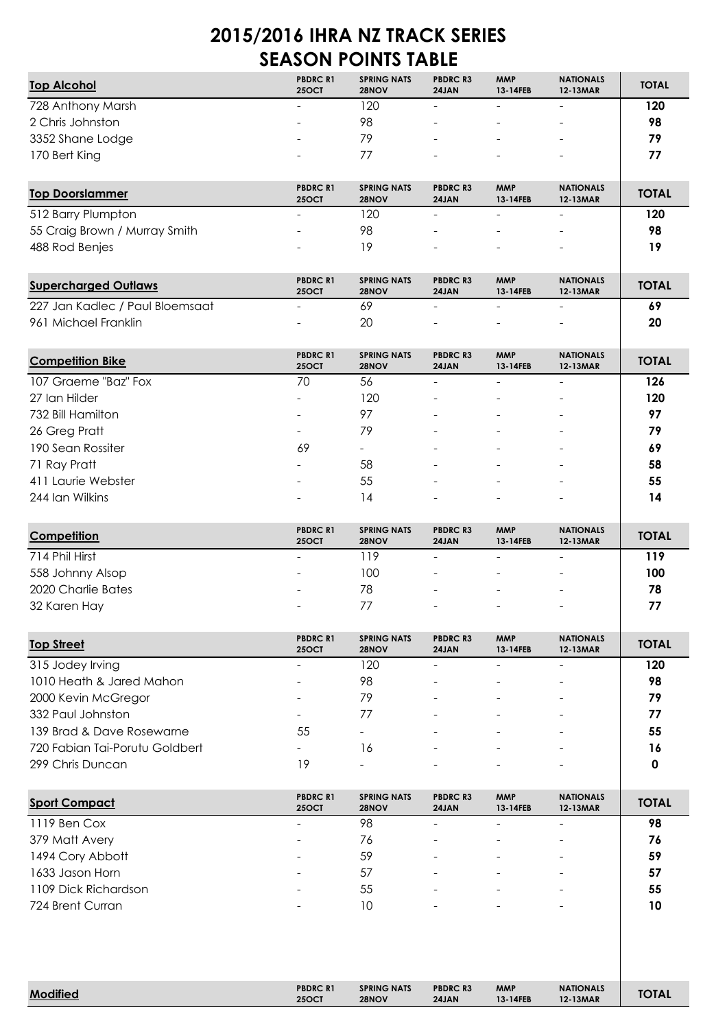# 2015/2016 IHRA NZ TRACK SERIES
# SEASON POINTS TABLE

| Top Alcohol | PBDRC R1 25OCT | SPRING NATS 28NOV | PBDRC R3 24JAN | MMP 13-14FEB | NATIONALS 12-13MAR | TOTAL |
|---|---|---|---|---|---|---|
| 728 Anthony Marsh | - | 120 | - | - | - | **120** |
| 2 Chris Johnston | - | 98 | - | - | - | **98** |
| 3352 Shane Lodge | - | 79 | - | - | - | **79** |
| 170 Bert King | - | 77 | - | - | - | **77** |

| Top Doorslammer | PBDRC R1 25OCT | SPRING NATS 28NOV | PBDRC R3 24JAN | MMP 13-14FEB | NATIONALS 12-13MAR | TOTAL |
|---|---|---|---|---|---|---|
| 512 Barry Plumpton | - | 120 | - | - | - | **120** |
| 55 Craig Brown / Murray Smith | - | 98 | - | - | - | **98** |
| 488 Rod Benjes | - | 19 | - | - | - | **19** |

| Supercharged Outlaws | PBDRC R1 25OCT | SPRING NATS 28NOV | PBDRC R3 24JAN | MMP 13-14FEB | NATIONALS 12-13MAR | TOTAL |
|---|---|---|---|---|---|---|
| 227 Jan Kadlec / Paul Bloemsaat | - | 69 | - | - | - | **69** |
| 961 Michael Franklin | - | 20 | - | - | - | **20** |

| Competition Bike | PBDRC R1 25OCT | SPRING NATS 28NOV | PBDRC R3 24JAN | MMP 13-14FEB | NATIONALS 12-13MAR | TOTAL |
|---|---|---|---|---|---|---|
| 107 Graeme "Baz" Fox | 70 | 56 | - | - | - | **126** |
| 27 Ian Hilder | - | 120 | - | - | - | **120** |
| 732 Bill Hamilton | - | 97 | - | - | - | **97** |
| 26 Greg Pratt | - | 79 | - | - | - | **79** |
| 190 Sean Rossiter | 69 | - | - | - | - | **69** |
| 71 Ray Pratt | - | 58 | - | - | - | **58** |
| 411 Laurie Webster | - | 55 | - | - | - | **55** |
| 244 Ian Wilkins | - | 14 | - | - | - | **14** |

| Competition | PBDRC R1 25OCT | SPRING NATS 28NOV | PBDRC R3 24JAN | MMP 13-14FEB | NATIONALS 12-13MAR | TOTAL |
|---|---|---|---|---|---|---|
| 714 Phil Hirst | - | 119 | - | - | - | **119** |
| 558 Johnny Alsop | - | 100 | - | - | - | **100** |
| 2020 Charlie Bates | - | 78 | - | - | - | **78** |
| 32 Karen Hay | - | 77 | - | - | - | **77** |

| Top Street | PBDRC R1 25OCT | SPRING NATS 28NOV | PBDRC R3 24JAN | MMP 13-14FEB | NATIONALS 12-13MAR | TOTAL |
|---|---|---|---|---|---|---|
| 315 Jodey Irving | - | 120 | - | - | - | **120** |
| 1010 Heath & Jared Mahon | - | 98 | - | - | - | **98** |
| 2000 Kevin McGregor | - | 79 | - | - | - | **79** |
| 332 Paul Johnston | - | 77 | - | - | - | **77** |
| 139 Brad & Dave Rosewarne | 55 | - | - | - | - | **55** |
| 720 Fabian Tai-Porutu Goldbert | - | 16 | - | - | - | **16** |
| 299 Chris Duncan | 19 | - | - | - | - | **0** |

| Sport Compact | PBDRC R1 25OCT | SPRING NATS 28NOV | PBDRC R3 24JAN | MMP 13-14FEB | NATIONALS 12-13MAR | TOTAL |
|---|---|---|---|---|---|---|
| 1119 Ben Cox | - | 98 | - | - | - | **98** |
| 379 Matt Avery | - | 76 | - | - | - | **76** |
| 1494 Cory Abbott | - | 59 | - | - | - | **59** |
| 1633 Jason Horn | - | 57 | - | - | - | **57** |
| 1109 Dick Richardson | - | 55 | - | - | - | **55** |
| 724 Brent Curran | - | 10 | - | - | - | **10** |

| Modified | PBDRC R1 25OCT | SPRING NATS 28NOV | PBDRC R3 24JAN | MMP 13-14FEB | NATIONALS 12-13MAR | TOTAL |
|---|---|---|---|---|---|---|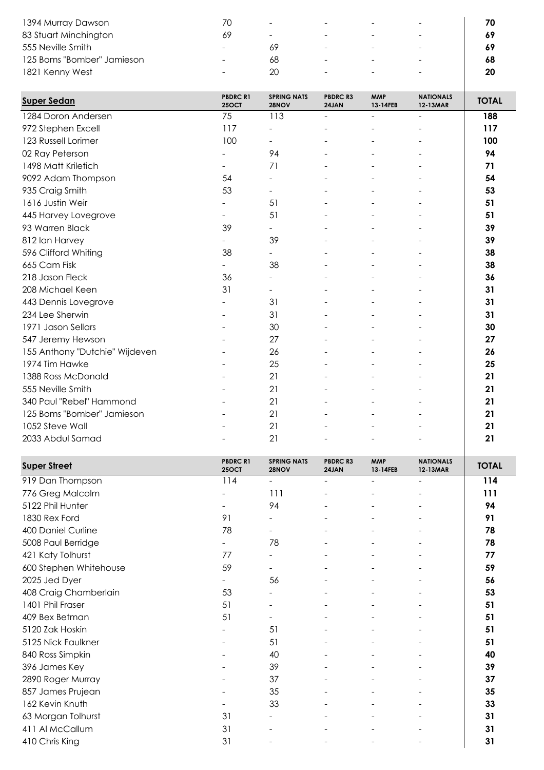| | | | | | | |
|---|---|---|---|---|---|---|
| 1394 Murray Dawson | 70 | - | - | - | - | **70** |
| 83 Stuart Minchington | 69 | - | - | - | - | **69** |
| 555 Neville Smith | - | 69 | - | - | - | **69** |
| 125 Boms "Bomber" Jamieson | - | 68 | - | - | - | **68** |
| 1821 Kenny West | - | 20 | - | - | - | **20** |

| **Super Sedan** | **PBDRC R1 25OCT** | **SPRING NATS 28NOV** | **PBDRC R3 24JAN** | **MMP 13-14FEB** | **NATIONALS 12-13MAR** | **TOTAL** |
|---|---|---|---|---|---|---|
| 1284 Doron Andersen | 75 | 113 | - | - | - | **188** |
| 972 Stephen Excell | 117 | - | - | - | - | **117** |
| 123 Russell Lorimer | 100 | - | - | - | - | **100** |
| 02 Ray Peterson | - | 94 | - | - | - | **94** |
| 1498 Matt Kriletich | - | 71 | - | - | - | **71** |
| 9092 Adam Thompson | 54 | - | - | - | - | **54** |
| 935 Craig Smith | 53 | - | - | - | - | **53** |
| 1616 Justin Weir | - | 51 | - | - | - | **51** |
| 445 Harvey Lovegrove | - | 51 | - | - | - | **51** |
| 93 Warren Black | 39 | - | - | - | - | **39** |
| 812 Ian Harvey | - | 39 | - | - | - | **39** |
| 596 Clifford Whiting | 38 | - | - | - | - | **38** |
| 665 Cam Fisk | - | 38 | - | - | - | **38** |
| 218 Jason Fleck | 36 | - | - | - | - | **36** |
| 208 Michael Keen | 31 | - | - | - | - | **31** |
| 443 Dennis Lovegrove | - | 31 | - | - | - | **31** |
| 234 Lee Sherwin | - | 31 | - | - | - | **31** |
| 1971 Jason Sellars | - | 30 | - | - | - | **30** |
| 547 Jeremy Hewson | - | 27 | - | - | - | **27** |
| 155 Anthony "Dutchie" Wijdeven | - | 26 | - | - | - | **26** |
| 1974 Tim Hawke | - | 25 | - | - | - | **25** |
| 1388 Ross McDonald | - | 21 | - | - | - | **21** |
| 555 Neville Smith | - | 21 | - | - | - | **21** |
| 340 Paul "Rebel" Hammond | - | 21 | - | - | - | **21** |
| 125 Boms "Bomber" Jamieson | - | 21 | - | - | - | **21** |
| 1052 Steve Wall | - | 21 | - | - | - | **21** |
| 2033 Abdul Samad | - | 21 | - | - | - | **21** |

| **Super Street** | **PBDRC R1 25OCT** | **SPRING NATS 28NOV** | **PBDRC R3 24JAN** | **MMP 13-14FEB** | **NATIONALS 12-13MAR** | **TOTAL** |
|---|---|---|---|---|---|---|
| 919 Dan Thompson | 114 | - | - | - | - | **114** |
| 776 Greg Malcolm | - | 111 | - | - | - | **111** |
| 5122 Phil Hunter | - | 94 | - | - | - | **94** |
| 1830 Rex Ford | 91 | - | - | - | - | **91** |
| 400 Daniel Curline | 78 | - | - | - | - | **78** |
| 5008 Paul Berridge | - | 78 | - | - | - | **78** |
| 421 Katy Tolhurst | 77 | - | - | - | - | **77** |
| 600 Stephen Whitehouse | 59 | - | - | - | - | **59** |
| 2025 Jed Dyer | - | 56 | - | - | - | **56** |
| 408 Craig Chamberlain | 53 | - | - | - | - | **53** |
| 1401 Phil Fraser | 51 | - | - | - | - | **51** |
| 409 Bex Betman | 51 | - | - | - | - | **51** |
| 5120 Zak Hoskin | - | 51 | - | - | - | **51** |
| 5125 Nick Faulkner | - | 51 | - | - | - | **51** |
| 840 Ross Simpkin | - | 40 | - | - | - | **40** |
| 396 James Key | - | 39 | - | - | - | **39** |
| 2890 Roger Murray | - | 37 | - | - | - | **37** |
| 857 James Prujean | - | 35 | - | - | - | **35** |
| 162 Kevin Knuth | - | 33 | - | - | - | **33** |
| 63 Morgan Tolhurst | 31 | - | - | - | - | **31** |
| 411 Al McCallum | 31 | - | - | - | - | **31** |
| 410 Chris King | 31 | - | - | - | - | **31** |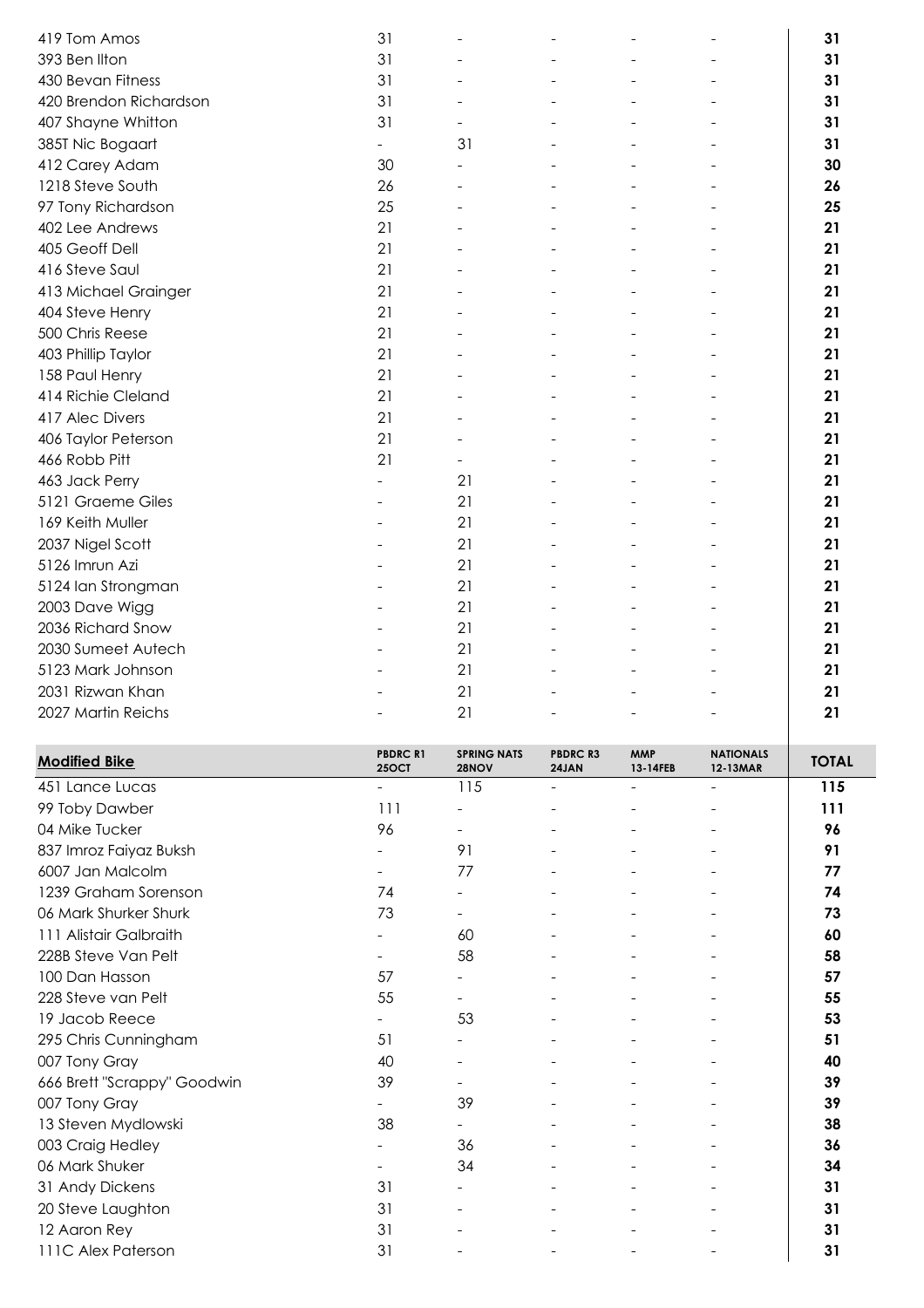| | | | | | | |
|---|---|---|---|---|---|---|
| 419 Tom Amos | 31 | - | - | - | - | **31** |
| 393 Ben Ilton | 31 | - | - | - | - | **31** |
| 430 Bevan Fitness | 31 | - | - | - | - | **31** |
| 420 Brendon Richardson | 31 | - | - | - | - | **31** |
| 407 Shayne Whitton | 31 | - | - | - | - | **31** |
| 385T Nic Bogaart | - | 31 | - | - | - | **31** |
| 412 Carey Adam | 30 | - | - | - | - | **30** |
| 1218 Steve South | 26 | - | - | - | - | **26** |
| 97 Tony Richardson | 25 | - | - | - | - | **25** |
| 402 Lee Andrews | 21 | - | - | - | - | **21** |
| 405 Geoff Dell | 21 | - | - | - | - | **21** |
| 416 Steve Saul | 21 | - | - | - | - | **21** |
| 413 Michael Grainger | 21 | - | - | - | - | **21** |
| 404 Steve Henry | 21 | - | - | - | - | **21** |
| 500 Chris Reese | 21 | - | - | - | - | **21** |
| 403 Phillip Taylor | 21 | - | - | - | - | **21** |
| 158 Paul Henry | 21 | - | - | - | - | **21** |
| 414 Richie Cleland | 21 | - | - | - | - | **21** |
| 417 Alec Divers | 21 | - | - | - | - | **21** |
| 406 Taylor Peterson | 21 | - | - | - | - | **21** |
| 466 Robb Pitt | 21 | - | - | - | - | **21** |
| 463 Jack Perry | - | 21 | - | - | - | **21** |
| 5121 Graeme Giles | - | 21 | - | - | - | **21** |
| 169 Keith Muller | - | 21 | - | - | - | **21** |
| 2037 Nigel Scott | - | 21 | - | - | - | **21** |
| 5126 Imrun Azi | - | 21 | - | - | - | **21** |
| 5124 Ian Strongman | - | 21 | - | - | - | **21** |
| 2003 Dave Wigg | - | 21 | - | - | - | **21** |
| 2036 Richard Snow | - | 21 | - | - | - | **21** |
| 2030 Sumeet Autech | - | 21 | - | - | - | **21** |
| 5123 Mark Johnson | - | 21 | - | - | - | **21** |
| 2031 Rizwan Khan | - | 21 | - | - | - | **21** |
| 2027 Martin Reichs | - | 21 | - | - | - | **21** |

| **Modified Bike** | **PBDRC R1 25OCT** | **SPRING NATS 28NOV** | **PBDRC R3 24JAN** | **MMP 13-14FEB** | **NATIONALS 12-13MAR** | **TOTAL** |
|---|---|---|---|---|---|---|
| 451 Lance Lucas | - | 115 | - | - | - | **115** |
| 99 Toby Dawber | 111 | - | - | - | - | **111** |
| 04 Mike Tucker | 96 | - | - | - | - | **96** |
| 837 Imroz Faiyaz Buksh | - | 91 | - | - | - | **91** |
| 6007 Jan Malcolm | - | 77 | - | - | - | **77** |
| 1239 Graham Sorenson | 74 | - | - | - | - | **74** |
| 06 Mark Shurker Shurk | 73 | - | - | - | - | **73** |
| 111 Alistair Galbraith | - | 60 | - | - | - | **60** |
| 228B Steve Van Pelt | - | 58 | - | - | - | **58** |
| 100 Dan Hasson | 57 | - | - | - | - | **57** |
| 228 Steve van Pelt | 55 | - | - | - | - | **55** |
| 19 Jacob Reece | - | 53 | - | - | - | **53** |
| 295 Chris Cunningham | 51 | - | - | - | - | **51** |
| 007 Tony Gray | 40 | - | - | - | - | **40** |
| 666 Brett "Scrappy" Goodwin | 39 | - | - | - | - | **39** |
| 007 Tony Gray | - | 39 | - | - | - | **39** |
| 13 Steven Mydlowski | 38 | - | - | - | - | **38** |
| 003 Craig Hedley | - | 36 | - | - | - | **36** |
| 06 Mark Shuker | - | 34 | - | - | - | **34** |
| 31 Andy Dickens | 31 | - | - | - | - | **31** |
| 20 Steve Laughton | 31 | - | - | - | - | **31** |
| 12 Aaron Rey | 31 | - | - | - | - | **31** |
| 111C Alex Paterson | 31 | - | - | - | - | **31** |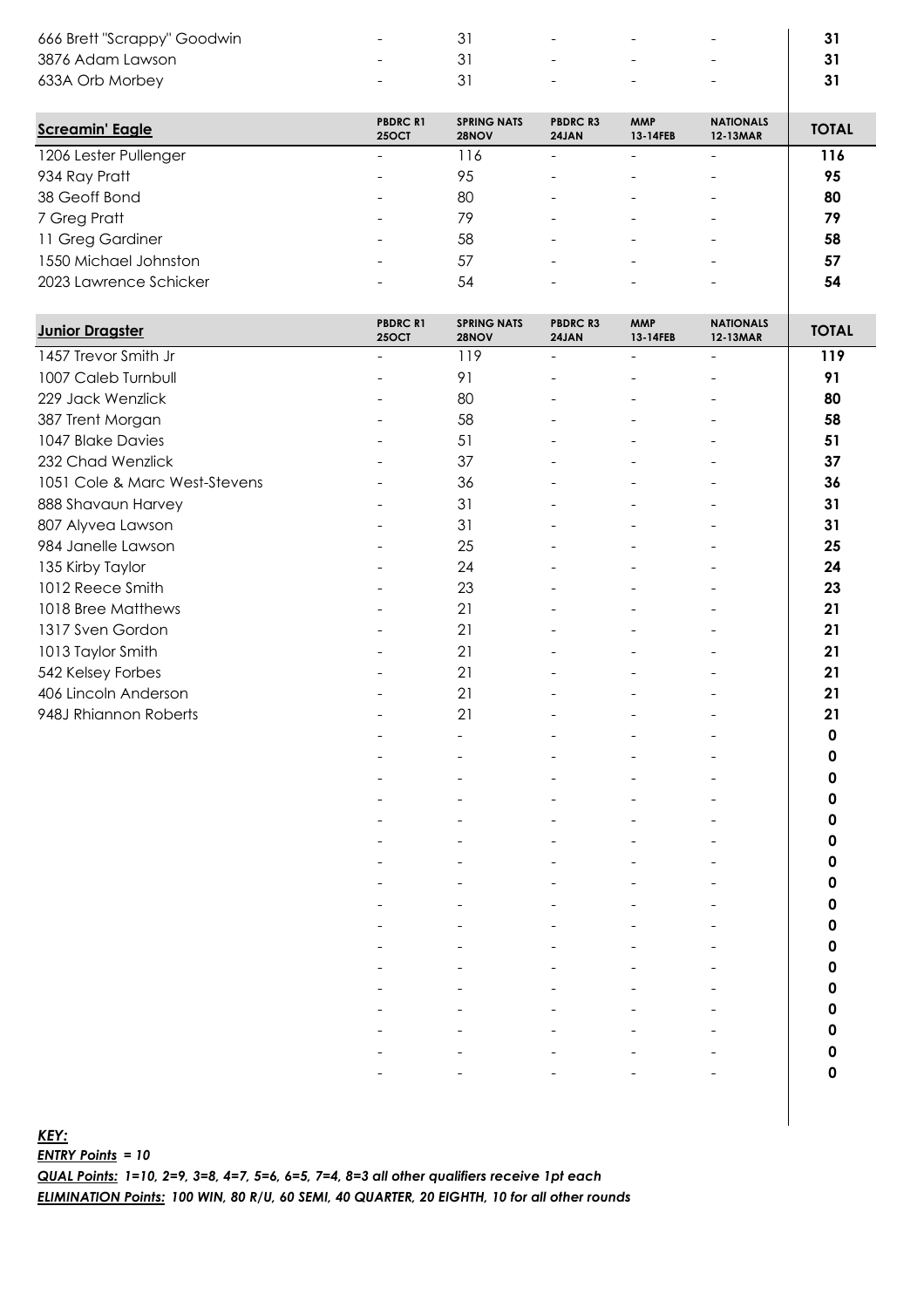| | | | | | | |
|---|---|---|---|---|---|---|
| 666 Brett "Scrappy" Goodwin | - | 31 | - | - | - | **31** |
| 3876 Adam Lawson | - | 31 | - | - | - | **31** |
| 633A Orb Morbey | - | 31 | - | - | - | **31** |

| **Screamin' Eagle** | **PBDRC R1 25OCT** | **SPRING NATS 28NOV** | **PBDRC R3 24JAN** | **MMP 13-14FEB** | **NATIONALS 12-13MAR** | **TOTAL** |
|---|---|---|---|---|---|---|
| 1206 Lester Pullenger | - | 116 | - | - | - | **116** |
| 934 Ray Pratt | - | 95 | - | - | - | **95** |
| 38 Geoff Bond | - | 80 | - | - | - | **80** |
| 7 Greg Pratt | - | 79 | - | - | - | **79** |
| 11 Greg Gardiner | - | 58 | - | - | - | **58** |
| 1550 Michael Johnston | - | 57 | - | - | - | **57** |
| 2023 Lawrence Schicker | - | 54 | - | - | - | **54** |

| **Junior Dragster** | **PBDRC R1 25OCT** | **SPRING NATS 28NOV** | **PBDRC R3 24JAN** | **MMP 13-14FEB** | **NATIONALS 12-13MAR** | **TOTAL** |
|---|---|---|---|---|---|---|
| 1457 Trevor Smith Jr | - | 119 | - | - | - | **119** |
| 1007 Caleb Turnbull | - | 91 | - | - | - | **91** |
| 229 Jack Wenzlick | - | 80 | - | - | - | **80** |
| 387 Trent Morgan | - | 58 | - | - | - | **58** |
| 1047 Blake Davies | - | 51 | - | - | - | **51** |
| 232 Chad Wenzlick | - | 37 | - | - | - | **37** |
| 1051 Cole & Marc West-Stevens | - | 36 | - | - | - | **36** |
| 888 Shavaun Harvey | - | 31 | - | - | - | **31** |
| 807 Alyvea Lawson | - | 31 | - | - | - | **31** |
| 984 Janelle Lawson | - | 25 | - | - | - | **25** |
| 135 Kirby Taylor | - | 24 | - | - | - | **24** |
| 1012 Reece Smith | - | 23 | - | - | - | **23** |
| 1018 Bree Matthews | - | 21 | - | - | - | **21** |
| 1317 Sven Gordon | - | 21 | - | - | - | **21** |
| 1013 Taylor Smith | - | 21 | - | - | - | **21** |
| 542 Kelsey Forbes | - | 21 | - | - | - | **21** |
| 406 Lincoln Anderson | - | 21 | - | - | - | **21** |
| 948J Rhiannon Roberts | - | 21 | - | - | - | **21** |
| | - | - | - | - | - | **0** |
| | - | - | - | - | - | **0** |
| | - | - | - | - | - | **0** |
| | - | - | - | - | - | **0** |
| | - | - | - | - | - | **0** |
| | - | - | - | - | - | **0** |
| | - | - | - | - | - | **0** |
| | - | - | - | - | - | **0** |
| | - | - | - | - | - | **0** |
| | - | - | - | - | - | **0** |
| | - | - | - | - | - | **0** |
| | - | - | - | - | - | **0** |
| | - | - | - | - | - | **0** |
| | - | - | - | - | - | **0** |
| | - | - | - | - | - | **0** |
| | - | - | - | - | - | **0** |
| | - | - | - | - | - | **0** |

***KEY:***

***ENTRY Points** = 10*

***QUAL Points:** 1=10, 2=9, 3=8, 4=7, 5=6, 6=5, 7=4, 8=3 all other qualifiers receive 1pt each*

***ELIMINATION Points:** 100 WIN, 80 R/U, 60 SEMI, 40 QUARTER, 20 EIGHTH, 10 for all other rounds*